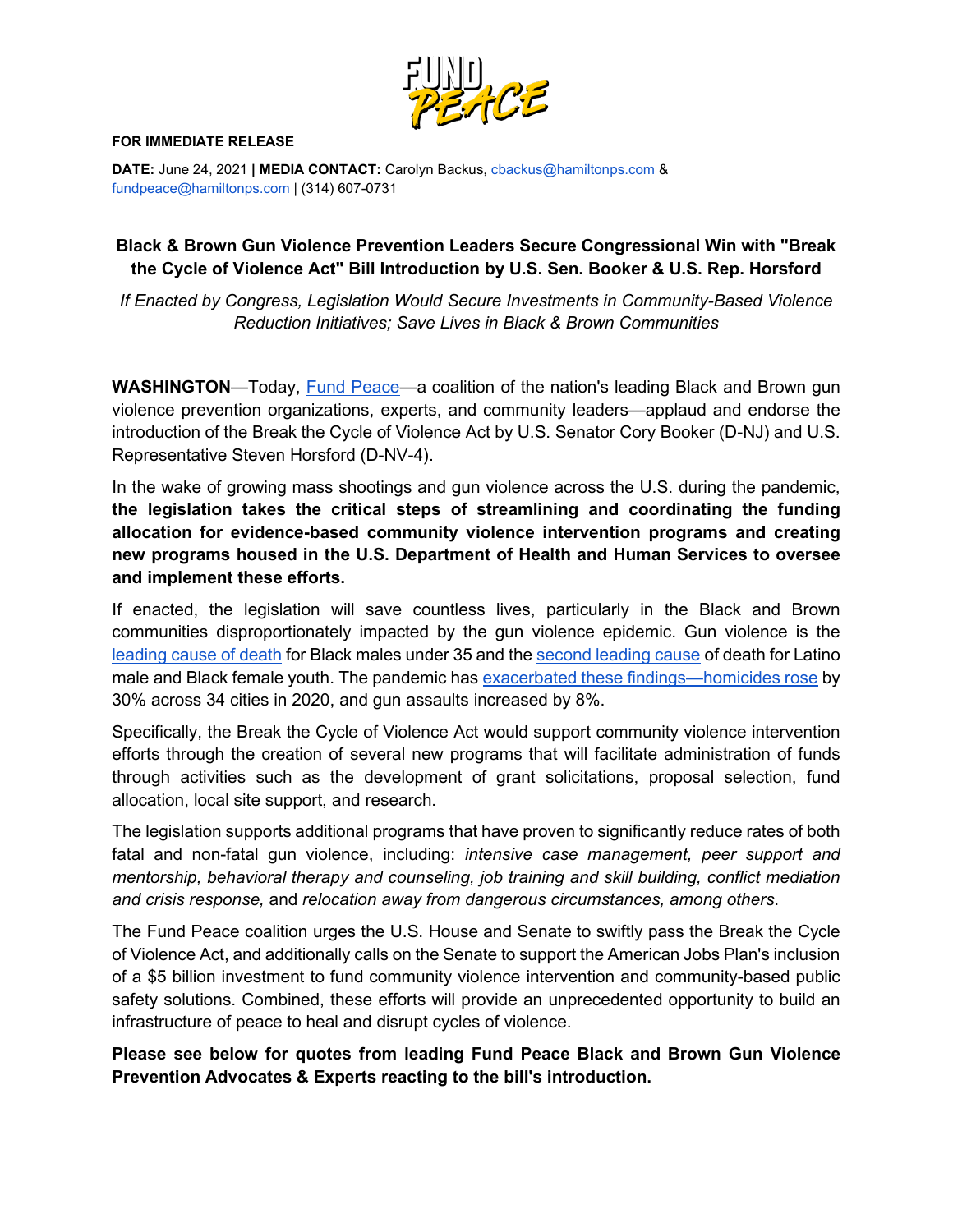FUND PEACE

**FOR IMMEDIATE RELEASE**

**DATE:** June 24, 2021 **| MEDIA CONTACT:** Carolyn Backus, cbackus@hamiltonps.com & fundpeace@hamiltonps.com | (314) 607-0731

## Black & Brown Gun Violence Prevention Leaders Secure Congressional Win with "Break the Cycle of Violence Act" Bill Introduction by U.S. Sen. Booker & U.S. Rep. Horsford

*If Enacted by Congress, Legislation Would Secure Investments in Community-Based Violence Reduction Initiatives; Save Lives in Black & Brown Communities*

**WASHINGTON**—Today, Fund Peace—a coalition of the nation's leading Black and Brown gun violence prevention organizations, experts, and community leaders—applaud and endorse the introduction of the Break the Cycle of Violence Act by U.S. Senator Cory Booker (D-NJ) and U.S. Representative Steven Horsford (D-NV-4).

In the wake of growing mass shootings and gun violence across the U.S. during the pandemic, **the legislation takes the critical steps of streamlining and coordinating the funding allocation for evidence-based community violence intervention programs and creating new programs housed in the U.S. Department of Health and Human Services to oversee and implement these efforts.**

If enacted, the legislation will save countless lives, particularly in the Black and Brown communities disproportionately impacted by the gun violence epidemic. Gun violence is the leading cause of death for Black males under 35 and the second leading cause of death for Latino male and Black female youth. The pandemic has exacerbated these findings—homicides rose by 30% across 34 cities in 2020, and gun assaults increased by 8%.

Specifically, the Break the Cycle of Violence Act would support community violence intervention efforts through the creation of several new programs that will facilitate administration of funds through activities such as the development of grant solicitations, proposal selection, fund allocation, local site support, and research.

The legislation supports additional programs that have proven to significantly reduce rates of both fatal and non-fatal gun violence, including: *intensive case management, peer support and mentorship, behavioral therapy and counseling, job training and skill building, conflict mediation and crisis response,* and *relocation away from dangerous circumstances, among others*.

The Fund Peace coalition urges the U.S. House and Senate to swiftly pass the Break the Cycle of Violence Act, and additionally calls on the Senate to support the American Jobs Plan's inclusion of a $5 billion investment to fund community violence intervention and community-based public safety solutions. Combined, these efforts will provide an unprecedented opportunity to build an infrastructure of peace to heal and disrupt cycles of violence.

**Please see below for quotes from leading Fund Peace Black and Brown Gun Violence Prevention Advocates & Experts reacting to the bill's introduction.**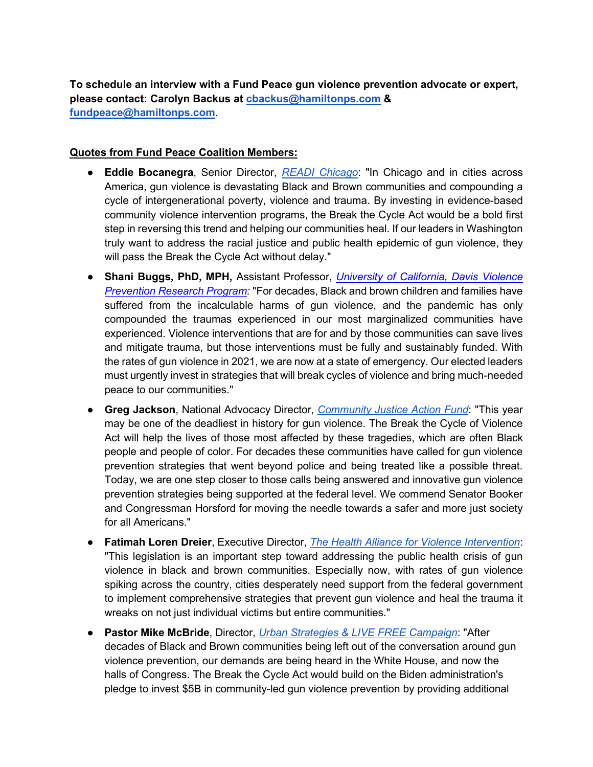**To schedule an interview with a Fund Peace gun violence prevention advocate or expert, please contact: Carolyn Backus at cbackus@hamiltonps.com & fundpeace@hamiltonps.com.**

**Quotes from Fund Peace Coalition Members:**

- **Eddie Bocanegra**, Senior Director, *READI Chicago*: "In Chicago and in cities across America, gun violence is devastating Black and Brown communities and compounding a cycle of intergenerational poverty, violence and trauma. By investing in evidence-based community violence intervention programs, the Break the Cycle Act would be a bold first step in reversing this trend and helping our communities heal. If our leaders in Washington truly want to address the racial justice and public health epidemic of gun violence, they will pass the Break the Cycle Act without delay."
- **Shani Buggs, PhD, MPH,** Assistant Professor, *University of California, Davis Violence Prevention Research Program:* "For decades, Black and brown children and families have suffered from the incalculable harms of gun violence, and the pandemic has only compounded the traumas experienced in our most marginalized communities have experienced. Violence interventions that are for and by those communities can save lives and mitigate trauma, but those interventions must be fully and sustainably funded. With the rates of gun violence in 2021, we are now at a state of emergency. Our elected leaders must urgently invest in strategies that will break cycles of violence and bring much-needed peace to our communities."
- **Greg Jackson**, National Advocacy Director, *Community Justice Action Fund*: "This year may be one of the deadliest in history for gun violence. The Break the Cycle of Violence Act will help the lives of those most affected by these tragedies, which are often Black people and people of color. For decades these communities have called for gun violence prevention strategies that went beyond police and being treated like a possible threat. Today, we are one step closer to those calls being answered and innovative gun violence prevention strategies being supported at the federal level. We commend Senator Booker and Congressman Horsford for moving the needle towards a safer and more just society for all Americans."
- **Fatimah Loren Dreier**, Executive Director, *The Health Alliance for Violence Intervention*: "This legislation is an important step toward addressing the public health crisis of gun violence in black and brown communities. Especially now, with rates of gun violence spiking across the country, cities desperately need support from the federal government to implement comprehensive strategies that prevent gun violence and heal the trauma it wreaks on not just individual victims but entire communities."
- **Pastor Mike McBride**, Director, *Urban Strategies & LIVE FREE Campaign*: "After decades of Black and Brown communities being left out of the conversation around gun violence prevention, our demands are being heard in the White House, and now the halls of Congress. The Break the Cycle Act would build on the Biden administration's pledge to invest $5B in community-led gun violence prevention by providing additional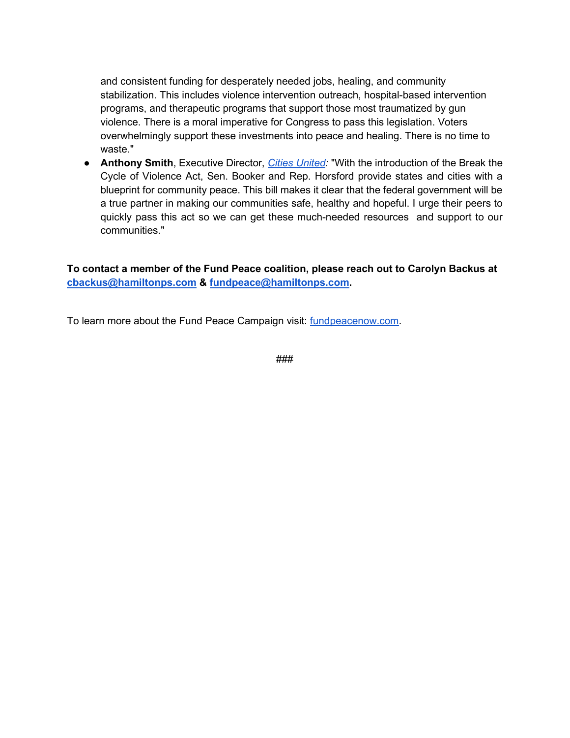and consistent funding for desperately needed jobs, healing, and community stabilization. This includes violence intervention outreach, hospital-based intervention programs, and therapeutic programs that support those most traumatized by gun violence. There is a moral imperative for Congress to pass this legislation. Voters overwhelmingly support these investments into peace and healing. There is no time to waste."

- **Anthony Smith**, Executive Director, *Cities United:* "With the introduction of the Break the Cycle of Violence Act, Sen. Booker and Rep. Horsford provide states and cities with a blueprint for community peace. This bill makes it clear that the federal government will be a true partner in making our communities safe, healthy and hopeful. I urge their peers to quickly pass this act so we can get these much-needed resources and support to our communities."

**To contact a member of the Fund Peace coalition, please reach out to Carolyn Backus at cbackus@hamiltonps.com & fundpeace@hamiltonps.com.**

To learn more about the Fund Peace Campaign visit: fundpeacenow.com.

###